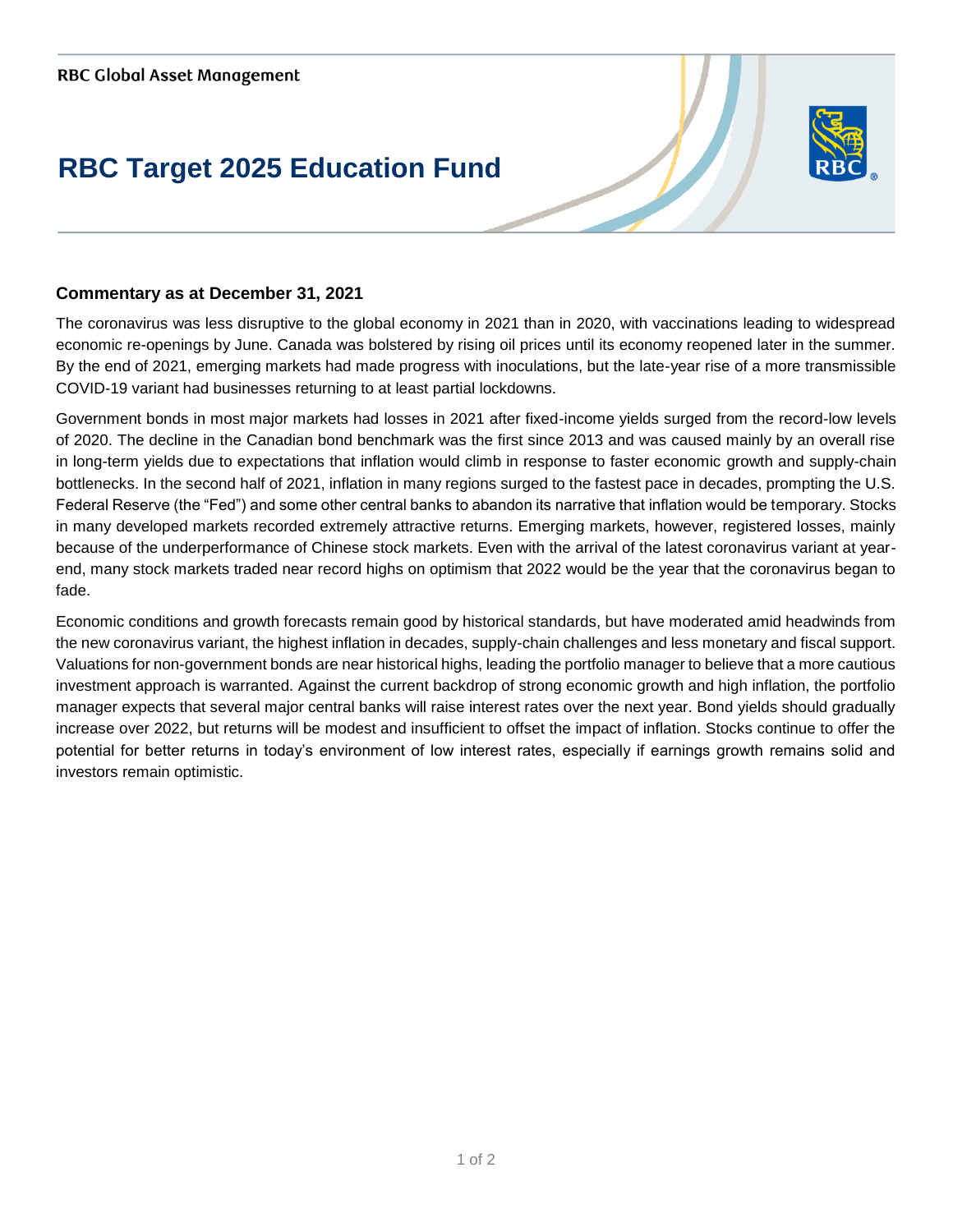RBC Global Asset Management

# RBC Target 2025 Education Fund

### Commentary as at December 31, 2021

The coronavirus was less disruptive to the global economy in 2021 than in 2020, with vaccinations leading to widespread economic re-openings by June. Canada was bolstered by rising oil prices until its economy reopened later in the summer. By the end of 2021, emerging markets had made progress with inoculations, but the late-year rise of a more transmissible COVID-19 variant had businesses returning to at least partial lockdowns.

Government bonds in most major markets had losses in 2021 after fixed-income yields surged from the record-low levels of 2020. The decline in the Canadian bond benchmark was the first since 2013 and was caused mainly by an overall rise in long-term yields due to expectations that inflation would climb in response to faster economic growth and supply-chain bottlenecks. In the second half of 2021, inflation in many regions surged to the fastest pace in decades, prompting the U.S. Federal Reserve (the "Fed") and some other central banks to abandon its narrative that inflation would be temporary. Stocks in many developed markets recorded extremely attractive returns. Emerging markets, however, registered losses, mainly because of the underperformance of Chinese stock markets. Even with the arrival of the latest coronavirus variant at year-end, many stock markets traded near record highs on optimism that 2022 would be the year that the coronavirus began to fade.

Economic conditions and growth forecasts remain good by historical standards, but have moderated amid headwinds from the new coronavirus variant, the highest inflation in decades, supply-chain challenges and less monetary and fiscal support. Valuations for non-government bonds are near historical highs, leading the portfolio manager to believe that a more cautious investment approach is warranted. Against the current backdrop of strong economic growth and high inflation, the portfolio manager expects that several major central banks will raise interest rates over the next year. Bond yields should gradually increase over 2022, but returns will be modest and insufficient to offset the impact of inflation. Stocks continue to offer the potential for better returns in today's environment of low interest rates, especially if earnings growth remains solid and investors remain optimistic.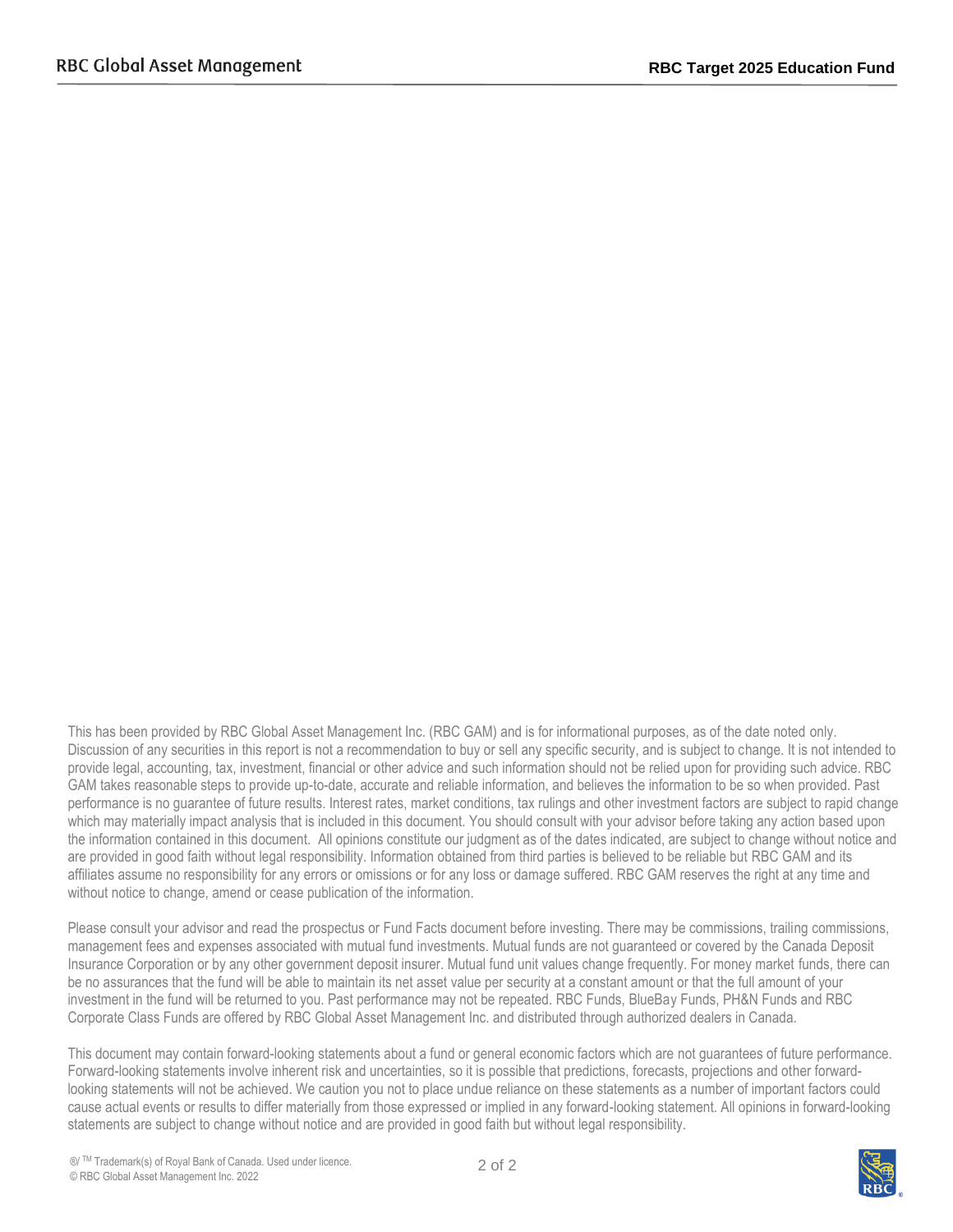This has been provided by RBC Global Asset Management Inc. (RBC GAM) and is for informational purposes, as of the date noted only. Discussion of any securities in this report is not a recommendation to buy or sell any specific security, and is subject to change. It is not intended to provide legal, accounting, tax, investment, financial or other advice and such information should not be relied upon for providing such advice. RBC GAM takes reasonable steps to provide up-to-date, accurate and reliable information, and believes the information to be so when provided. Past performance is no guarantee of future results. Interest rates, market conditions, tax rulings and other investment factors are subject to rapid change which may materially impact analysis that is included in this document. You should consult with your advisor before taking any action based upon the information contained in this document. All opinions constitute our judgment as of the dates indicated, are subject to change without notice and are provided in good faith without legal responsibility. Information obtained from third parties is believed to be reliable but RBC GAM and its affiliates assume no responsibility for any errors or omissions or for any loss or damage suffered. RBC GAM reserves the right at any time and without notice to change, amend or cease publication of the information.

Please consult your advisor and read the prospectus or Fund Facts document before investing. There may be commissions, trailing commissions, management fees and expenses associated with mutual fund investments. Mutual funds are not guaranteed or covered by the Canada Deposit Insurance Corporation or by any other government deposit insurer. Mutual fund unit values change frequently. For money market funds, there can be no assurances that the fund will be able to maintain its net asset value per security at a constant amount or that the full amount of your investment in the fund will be returned to you. Past performance may not be repeated. RBC Funds, BlueBay Funds, PH&N Funds and RBC Corporate Class Funds are offered by RBC Global Asset Management Inc. and distributed through authorized dealers in Canada.

This document may contain forward-looking statements about a fund or general economic factors which are not guarantees of future performance. Forward-looking statements involve inherent risk and uncertainties, so it is possible that predictions, forecasts, projections and other forward-looking statements will not be achieved. We caution you not to place undue reliance on these statements as a number of important factors could cause actual events or results to differ materially from those expressed or implied in any forward-looking statement. All opinions in forward-looking statements are subject to change without notice and are provided in good faith but without legal responsibility.

®/ TM Trademark(s) of Royal Bank of Canada. Used under licence.
© RBC Global Asset Management Inc. 2022